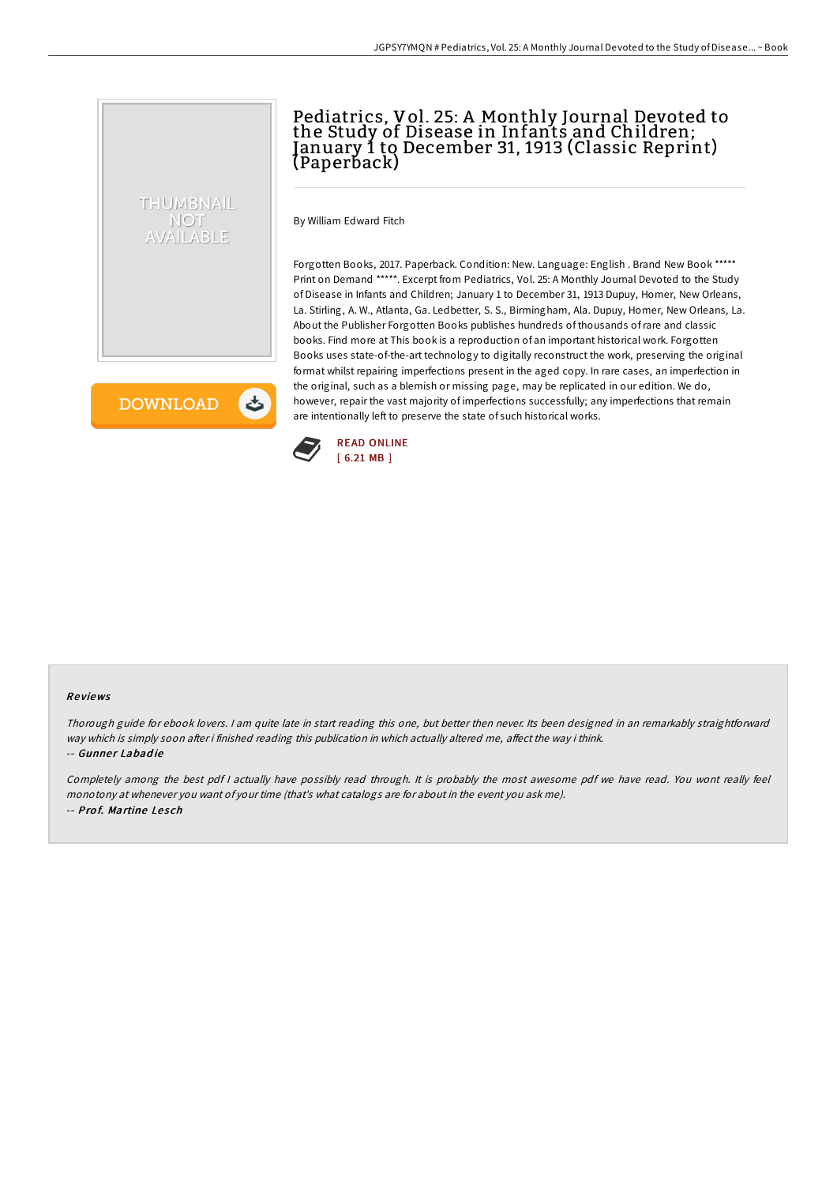# Pediatrics, Vol. 25: A Monthly Journal Devoted to the Study of Disease in Infants and Children; January 1 to December 31, 1913 (Classic Reprint) (Paperback)

By William Edward Fitch

Forgotten Books, 2017. Paperback. Condition: New. Language: English . Brand New Book ***** Print on Demand *****. Excerpt from Pediatrics, Vol. 25: A Monthly Journal Devoted to the Study of Disease in Infants and Children; January 1 to December 31, 1913 Dupuy, Homer, New Orleans, La. Stirling, A. W., Atlanta, Ga. Ledbetter, S. S., Birmingham, Ala. Dupuy, Homer, New Orleans, La. About the Publisher Forgotten Books publishes hundreds of thousands of rare and classic books. Find more at This book is a reproduction of an important historical work. Forgotten Books uses state-of-the-art technology to digitally reconstruct the work, preserving the original format whilst repairing imperfections present in the aged copy. In rare cases, an imperfection in the original, such as a blemish or missing page, may be replicated in our edition. We do, however, repair the vast majority of imperfections successfully; any imperfections that remain are intentionally left to preserve the state of such historical works.

READ ONLINE
[ 6.21 MB ]

## Reviews

*Thorough guide for ebook lovers. I am quite late in start reading this one, but better then never. Its been designed in an remarkably straightforward way which is simply soon after i finished reading this publication in which actually altered me, affect the way i think.*

-- ***Gunner Labadie***

*Completely among the best pdf I actually have possibly read through. It is probably the most awesome pdf we have read. You wont really feel monotony at whenever you want of your time (that's what catalogs are for about in the event you ask me).*

-- ***Prof. Martine Lesch***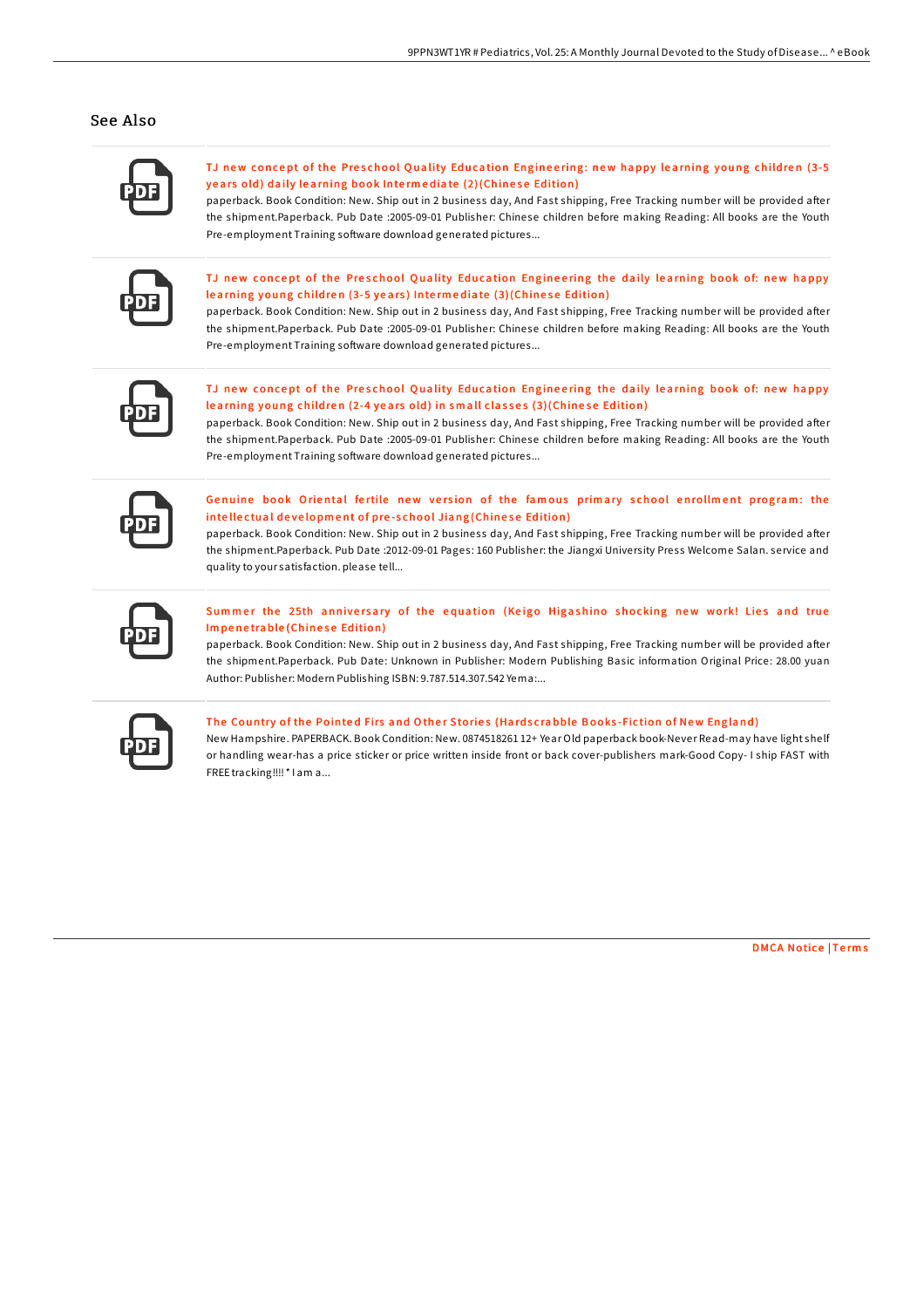## See Also

**TJ new concept of the Preschool Quality Education Engineering: new happy learning young children (3-5 years old) daily learning book Intermediate (2)(Chinese Edition)**

paperback. Book Condition: New. Ship out in 2 business day, And Fast shipping, Free Tracking number will be provided after the shipment.Paperback. Pub Date :2005-09-01 Publisher: Chinese children before making Reading: All books are the Youth Pre-employment Training software download generated pictures...

**TJ new concept of the Preschool Quality Education Engineering the daily learning book of: new happy learning young children (3-5 years) Intermediate (3)(Chinese Edition)**

paperback. Book Condition: New. Ship out in 2 business day, And Fast shipping, Free Tracking number will be provided after the shipment.Paperback. Pub Date :2005-09-01 Publisher: Chinese children before making Reading: All books are the Youth Pre-employment Training software download generated pictures...

**TJ new concept of the Preschool Quality Education Engineering the daily learning book of: new happy learning young children (2-4 years old) in small classes (3)(Chinese Edition)**

paperback. Book Condition: New. Ship out in 2 business day, And Fast shipping, Free Tracking number will be provided after the shipment.Paperback. Pub Date :2005-09-01 Publisher: Chinese children before making Reading: All books are the Youth Pre-employment Training software download generated pictures...

**Genuine book Oriental fertile new version of the famous primary school enrollment program: the intellectual development of pre-school Jiang(Chinese Edition)**

paperback. Book Condition: New. Ship out in 2 business day, And Fast shipping, Free Tracking number will be provided after the shipment.Paperback. Pub Date :2012-09-01 Pages: 160 Publisher: the Jiangxi University Press Welcome Salan. service and quality to your satisfaction. please tell...

**Summer the 25th anniversary of the equation (Keigo Higashino shocking new work! Lies and true Impenetrable(Chinese Edition)**

paperback. Book Condition: New. Ship out in 2 business day, And Fast shipping, Free Tracking number will be provided after the shipment.Paperback. Pub Date: Unknown in Publisher: Modern Publishing Basic information Original Price: 28.00 yuan Author: Publisher: Modern Publishing ISBN: 9.787.514.307.542 Yema:...

**The Country of the Pointed Firs and Other Stories (Hardscrabble Books-Fiction of New England)**

New Hampshire. PAPERBACK. Book Condition: New. 0874518261 12+ Year Old paperback book-Never Read-may have light shelf or handling wear-has a price sticker or price written inside front or back cover-publishers mark-Good Copy- I ship FAST with FREE tracking!!!! * I am a...

DMCA Notice | Terms